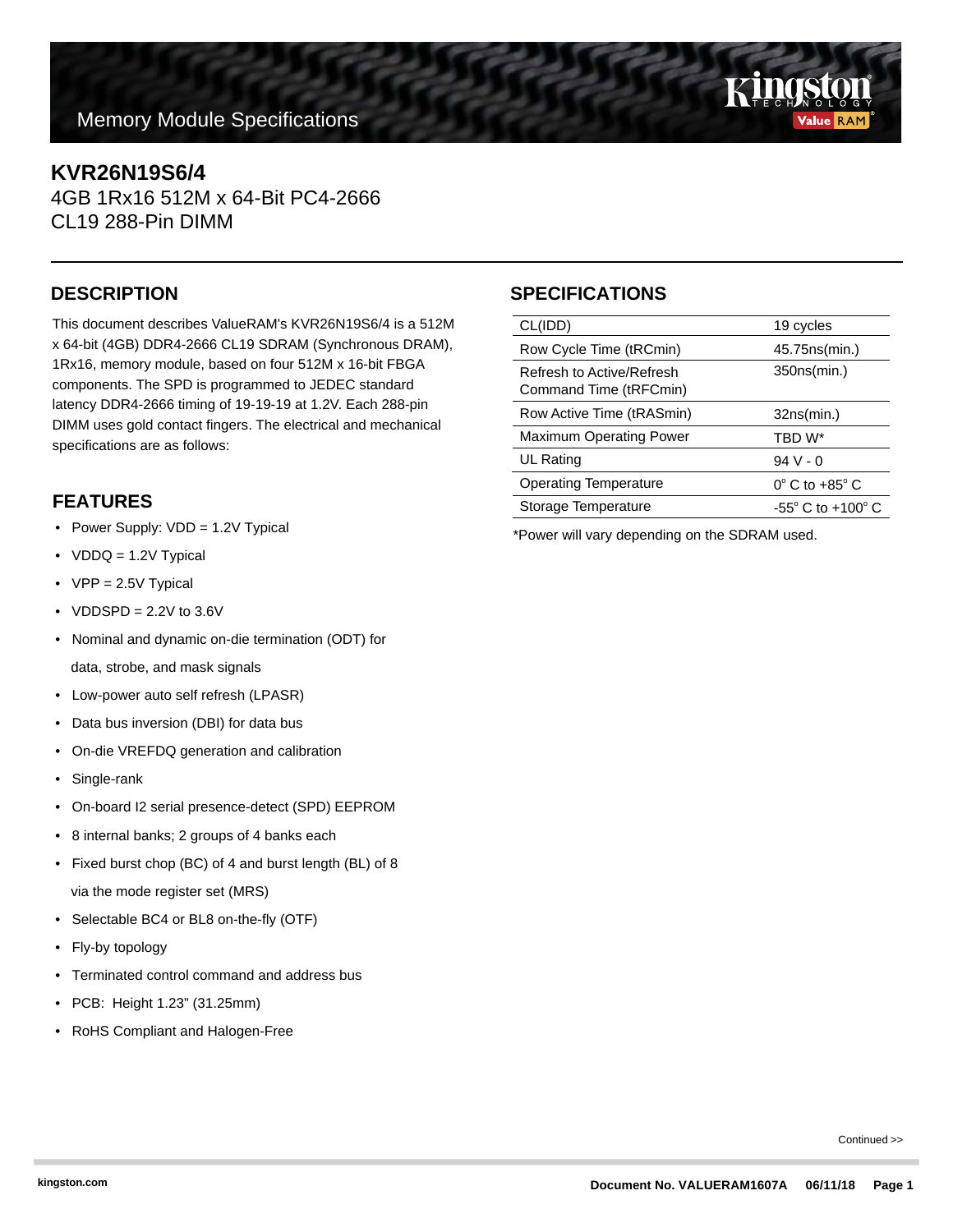Memory Module Specifications

# KVR26N19S6/4

4GB 1Rx16 512M x 64-Bit PC4-2666
CL19 288-Pin DIMM

## DESCRIPTION

This document describes ValueRAM's KVR26N19S6/4 is a 512M x 64-bit (4GB) DDR4-2666 CL19 SDRAM (Synchronous DRAM), 1Rx16, memory module, based on four 512M x 16-bit FBGA components. The SPD is programmed to JEDEC standard latency DDR4-2666 timing of 19-19-19 at 1.2V. Each 288-pin DIMM uses gold contact fingers. The electrical and mechanical specifications are as follows:

## FEATURES

- Power Supply: VDD = 1.2V Typical
- VDDQ = 1.2V Typical
- VPP = 2.5V Typical
- VDDSPD = 2.2V to 3.6V
- Nominal and dynamic on-die termination (ODT) for data, strobe, and mask signals
- Low-power auto self refresh (LPASR)
- Data bus inversion (DBI) for data bus
- On-die VREFDQ generation and calibration
- Single-rank
- On-board I2 serial presence-detect (SPD) EEPROM
- 8 internal banks; 2 groups of 4 banks each
- Fixed burst chop (BC) of 4 and burst length (BL) of 8 via the mode register set (MRS)
- Selectable BC4 or BL8 on-the-fly (OTF)
- Fly-by topology
- Terminated control command and address bus
- PCB: Height 1.23" (31.25mm)
- RoHS Compliant and Halogen-Free

## SPECIFICATIONS

| | |
|---|---|
| CL(IDD) | 19 cycles |
| Row Cycle Time (tRCmin) | 45.75ns(min.) |
| Refresh to Active/Refresh Command Time (tRFCmin) | 350ns(min.) |
| Row Active Time (tRASmin) | 32ns(min.) |
| Maximum Operating Power | TBD W* |
| UL Rating | 94 V - 0 |
| Operating Temperature | 0° C to +85° C |
| Storage Temperature | -55° C to +100° C |

*Power will vary depending on the SDRAM used.

Continued >>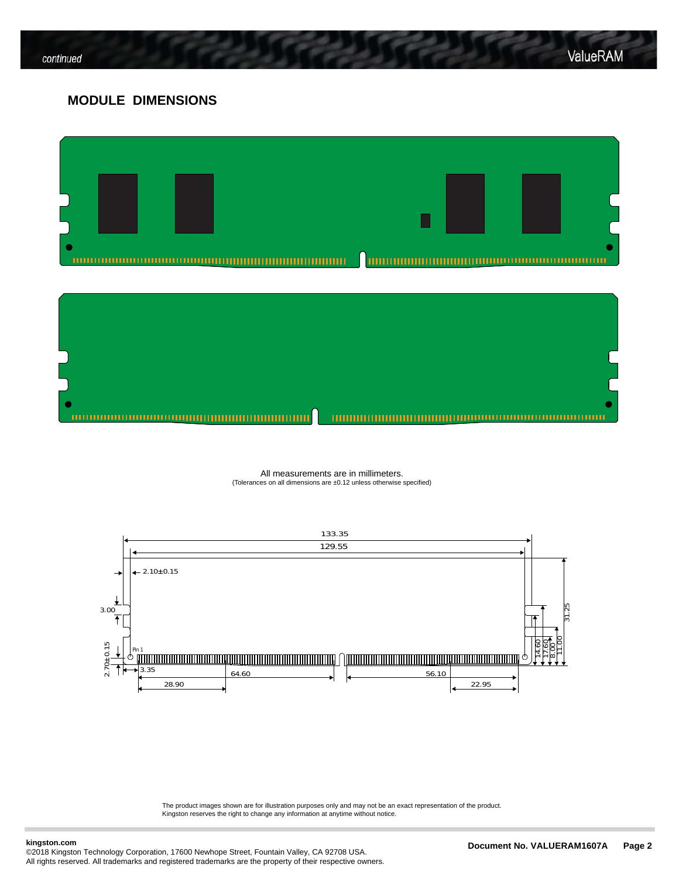## MODULE DIMENSIONS

All measurements are in millimeters.
(Tolerances on all dimensions are ±0.12 unless otherwise specified)

133.35
129.55
2.10±0.15
3.00
31.25
Pin 1
2.70±0.15
14.60
17.60
8.00
11.00
3.35
64.60
56.10
28.90
22.95

The product images shown are for illustration purposes only and may not be an exact representation of the product.
Kingston reserves the right to change any information at anytime without notice.

**kingston.com**
©2018 Kingston Technology Corporation, 17600 Newhope Street, Fountain Valley, CA 92708 USA.
All rights reserved. All trademarks and registered trademarks are the property of their respective owners.

**Document No. VALUERAM1607A**